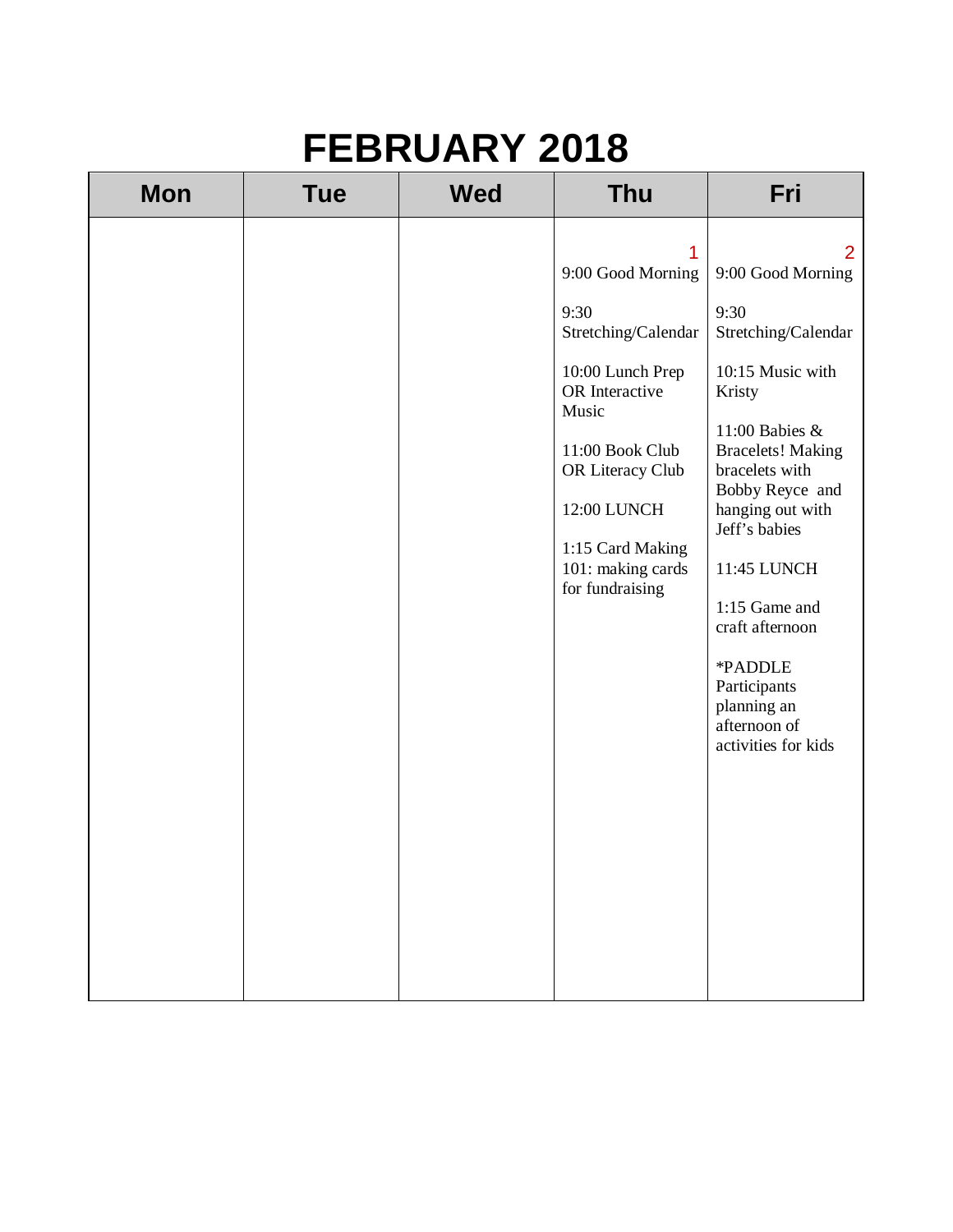# FEBRUARY 2018

| Mon | Tue | Wed | Thu | Fri |
| --- | --- | --- | --- | --- |
| | | | 1<br>9:00 Good Morning<br><br>9:30 Stretching/Calendar<br><br>10:00 Lunch Prep OR Interactive Music<br><br>11:00 Book Club OR Literacy Club<br><br>12:00 LUNCH<br><br>1:15 Card Making 101: making cards for fundraising | 2<br>9:00 Good Morning<br><br>9:30 Stretching/Calendar<br><br>10:15 Music with Kristy<br><br>11:00 Babies & Bracelets! Making bracelets with Bobby Reyce and hanging out with Jeff's babies<br><br>11:45 LUNCH<br><br>1:15 Game and craft afternoon<br><br>*PADDLE Participants planning an afternoon of activities for kids |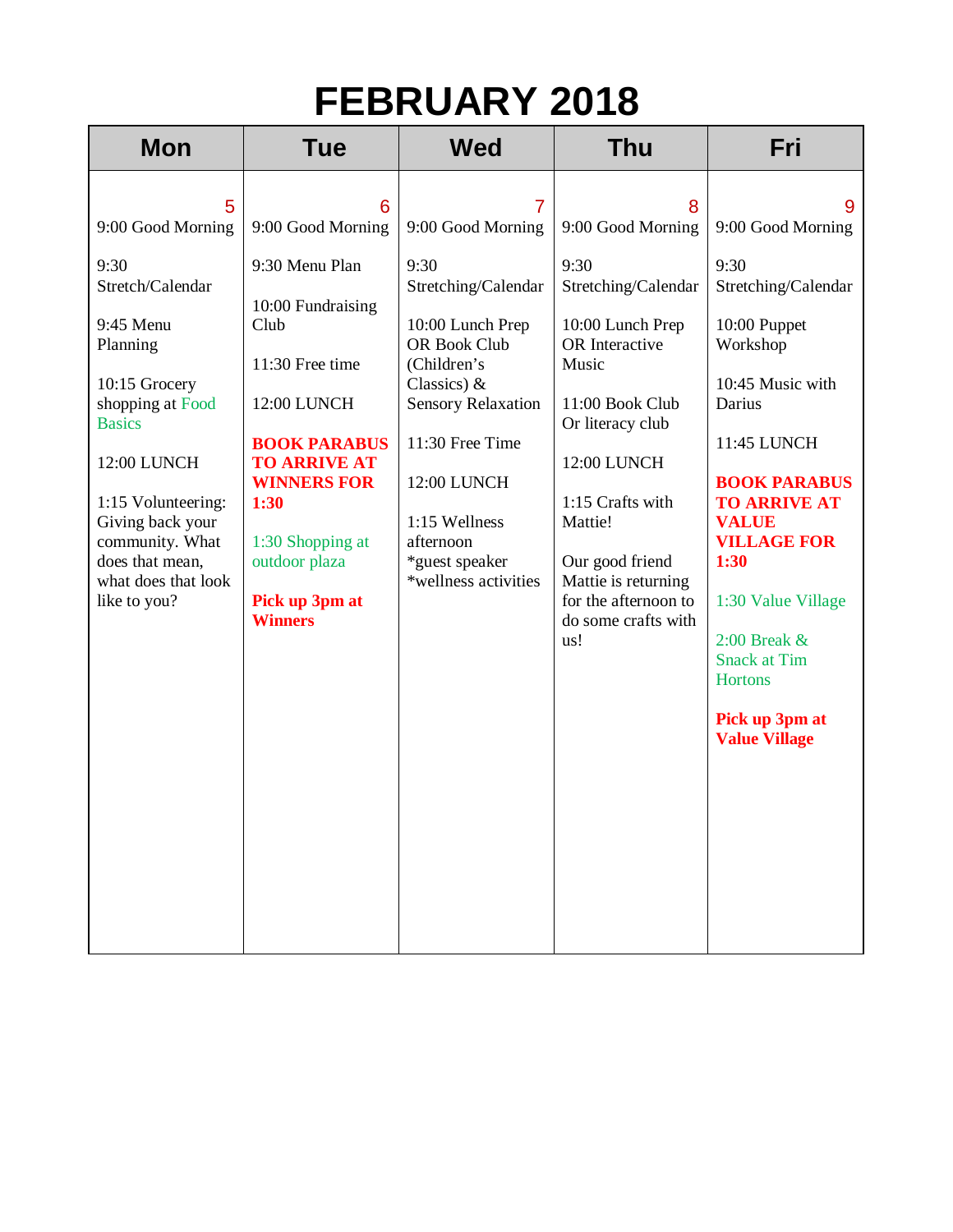# FEBRUARY 2018

| Mon | Tue | Wed | Thu | Fri |
|---|---|---|---|---|
| 5<br>9:00 Good Morning<br><br>9:30 Stretch/Calendar<br><br>9:45 Menu Planning<br><br>10:15 Grocery shopping at Food Basics<br><br>12:00 LUNCH<br><br>1:15 Volunteering: Giving back your community. What does that mean, what does that look like to you? | 6<br>9:00 Good Morning<br><br>9:30 Menu Plan<br><br>10:00 Fundraising Club<br><br>11:30 Free time<br><br>12:00 LUNCH<br><br>**BOOK PARABUS TO ARRIVE AT WINNERS FOR 1:30**<br><br>1:30 Shopping at outdoor plaza<br><br>**Pick up 3pm at Winners** | 7<br>9:00 Good Morning<br><br>9:30 Stretching/Calendar<br><br>10:00 Lunch Prep OR Book Club (Children's Classics) & Sensory Relaxation<br><br>11:30 Free Time<br><br>12:00 LUNCH<br><br>1:15 Wellness afternoon<br>*guest speaker<br>*wellness activities | 8<br>9:00 Good Morning<br><br>9:30 Stretching/Calendar<br><br>10:00 Lunch Prep OR Interactive Music<br><br>11:00 Book Club Or literacy club<br><br>12:00 LUNCH<br><br>1:15 Crafts with Mattie!<br><br>Our good friend Mattie is returning for the afternoon to do some crafts with us! | 9<br>9:00 Good Morning<br><br>9:30 Stretching/Calendar<br><br>10:00 Puppet Workshop<br><br>10:45 Music with Darius<br><br>11:45 LUNCH<br><br>**BOOK PARABUS TO ARRIVE AT VALUE VILLAGE FOR 1:30**<br><br>1:30 Value Village<br><br>2:00 Break & Snack at Tim Hortons<br><br>**Pick up 3pm at Value Village** |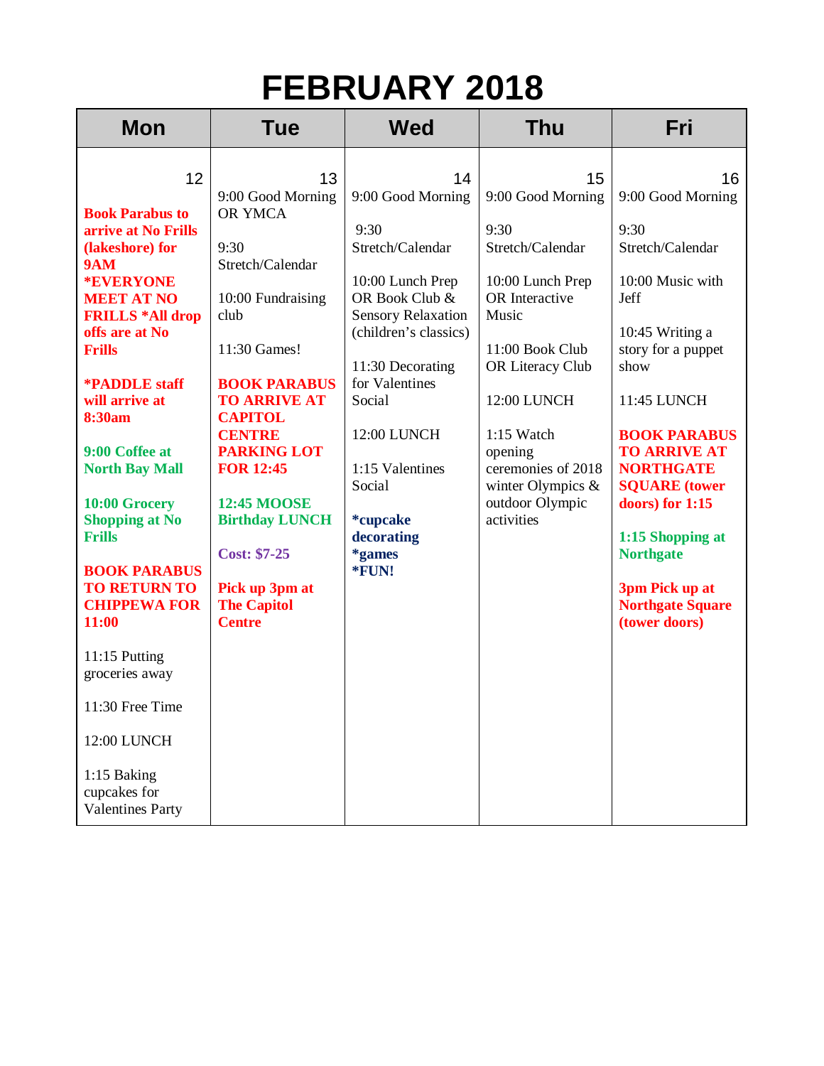# FEBRUARY 2018

| Mon | Tue | Wed | Thu | Fri |
|---|---|---|---|---|
| 12<br><br>**Book Parabus to arrive at No Frills (lakeshore) for 9AM *EVERYONE MEET AT NO FRILLS *All drop offs are at No Frills**<br><br>***PADDLE staff will arrive at 8:30am**<br><br>**9:00 Coffee at North Bay Mall**<br><br>**10:00 Grocery Shopping at No Frills**<br><br>**BOOK PARABUS TO RETURN TO CHIPPEWA FOR 11:00**<br><br>11:15 Putting groceries away<br><br>11:30 Free Time<br><br>12:00 LUNCH<br><br>1:15 Baking cupcakes for Valentines Party | 13<br>9:00 Good Morning OR YMCA<br><br>9:30 Stretch/Calendar<br><br>10:00 Fundraising club<br><br>11:30 Games!<br><br>**BOOK PARABUS TO ARRIVE AT CAPITOL CENTRE PARKING LOT FOR 12:45**<br><br>**12:45 MOOSE Birthday LUNCH**<br><br>**Cost: $7-25**<br><br>**Pick up 3pm at The Capitol Centre** | 14<br>9:00 Good Morning<br><br>9:30 Stretch/Calendar<br><br>10:00 Lunch Prep OR Book Club & Sensory Relaxation (children's classics)<br><br>11:30 Decorating for Valentines Social<br><br>12:00 LUNCH<br><br>1:15 Valentines Social<br><br>***cupcake decorating *games *FUN!** | 15<br>9:00 Good Morning<br><br>9:30 Stretch/Calendar<br><br>10:00 Lunch Prep OR Interactive Music<br><br>11:00 Book Club OR Literacy Club<br><br>12:00 LUNCH<br><br>1:15 Watch opening ceremonies of 2018 winter Olympics & outdoor Olympic activities | 16<br>9:00 Good Morning<br><br>9:30 Stretch/Calendar<br><br>10:00 Music with Jeff<br><br>10:45 Writing a story for a puppet show<br><br>11:45 LUNCH<br><br>**BOOK PARABUS TO ARRIVE AT NORTHGATE SQUARE (tower doors) for 1:15**<br><br>**1:15 Shopping at Northgate**<br><br>**3pm Pick up at Northgate Square (tower doors)** |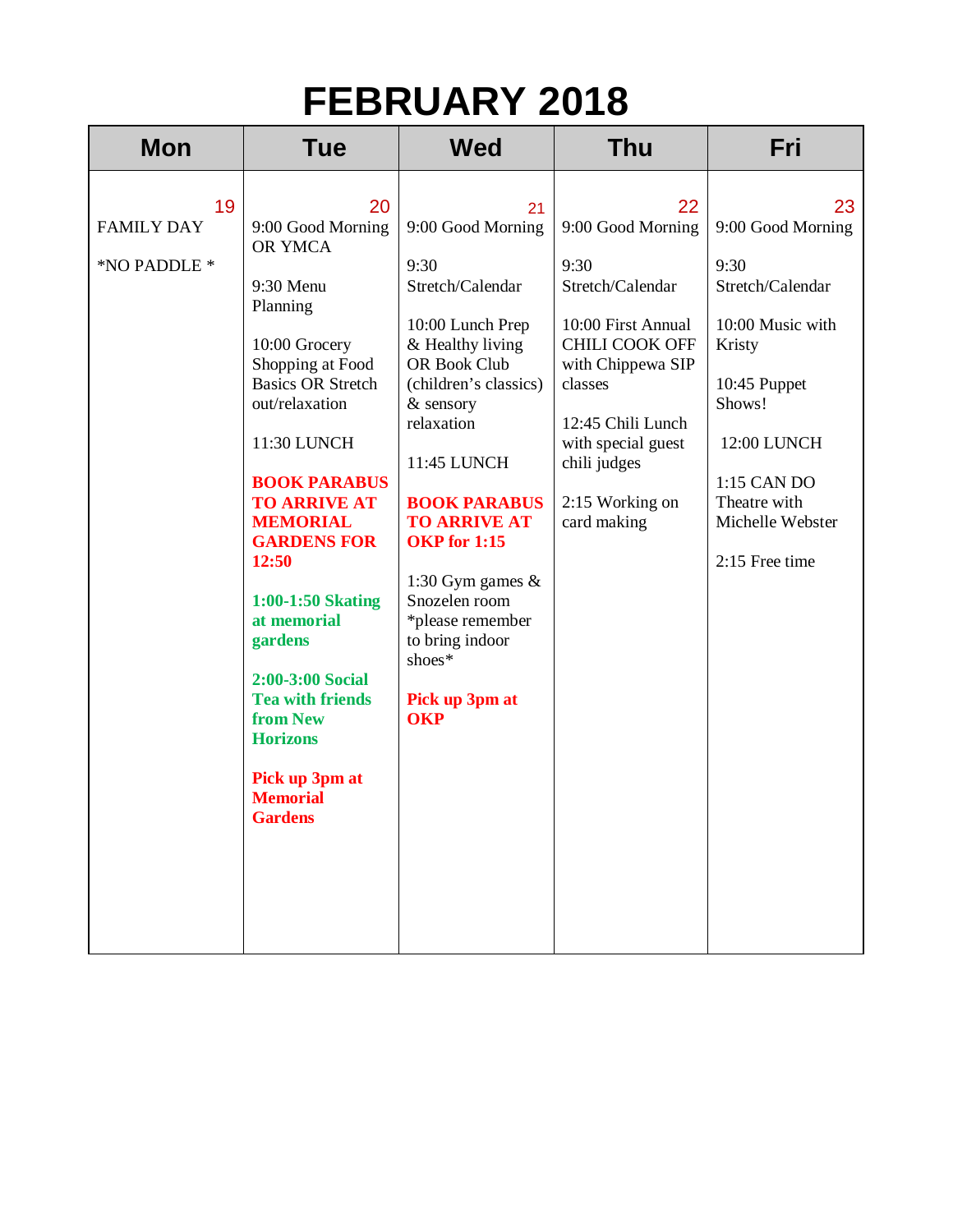# FEBRUARY 2018

| Mon | Tue | Wed | Thu | Fri |
|---|---|---|---|---|
| 19<br>FAMILY DAY<br><br>*NO PADDLE * | 20<br>9:00 Good Morning OR YMCA<br><br>9:30 Menu Planning<br><br>10:00 Grocery Shopping at Food Basics OR Stretch out/relaxation<br><br>11:30 LUNCH<br><br>**BOOK PARABUS TO ARRIVE AT MEMORIAL GARDENS FOR 12:50**<br><br>**1:00-1:50 Skating at memorial gardens**<br><br>**2:00-3:00 Social Tea with friends from New Horizons**<br><br>**Pick up 3pm at Memorial Gardens** | 21<br>9:00 Good Morning<br><br>9:30 Stretch/Calendar<br><br>10:00 Lunch Prep & Healthy living OR Book Club (children's classics) & sensory relaxation<br><br>11:45 LUNCH<br><br>**BOOK PARABUS TO ARRIVE AT OKP for 1:15**<br><br>1:30 Gym games & Snozelen room *please remember to bring indoor shoes*<br><br>**Pick up 3pm at OKP** | 22<br>9:00 Good Morning<br><br>9:30 Stretch/Calendar<br><br>10:00 First Annual CHILI COOK OFF with Chippewa SIP classes<br><br>12:45 Chili Lunch with special guest chili judges<br><br>2:15 Working on card making | 23<br>9:00 Good Morning<br><br>9:30 Stretch/Calendar<br><br>10:00 Music with Kristy<br><br>10:45 Puppet Shows!<br><br>12:00 LUNCH<br><br>1:15 CAN DO Theatre with Michelle Webster<br><br>2:15 Free time |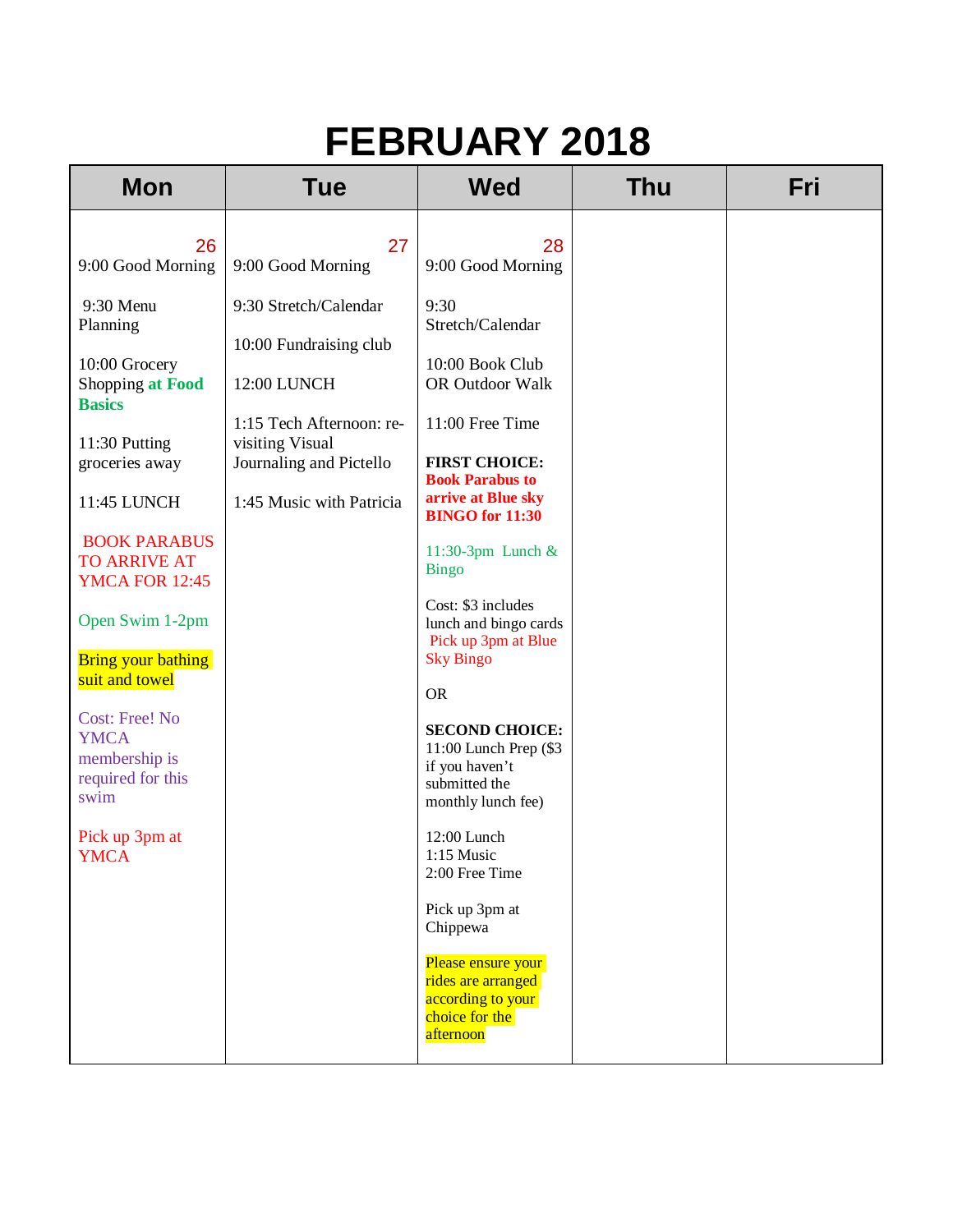# FEBRUARY 2018

| Mon | Tue | Wed | Thu | Fri |
|---|---|---|---|---|
| 26<br>9:00 Good Morning<br><br>9:30 Menu Planning<br><br>10:00 Grocery Shopping **at Food Basics**<br><br>11:30 Putting groceries away<br><br>11:45 LUNCH<br><br>BOOK PARABUS TO ARRIVE AT YMCA FOR 12:45<br><br>Open Swim 1-2pm<br><br>Bring your bathing suit and towel<br><br>Cost: Free! No YMCA membership is required for this swim<br><br>Pick up 3pm at YMCA | 27<br>9:00 Good Morning<br><br>9:30 Stretch/Calendar<br><br>10:00 Fundraising club<br><br>12:00 LUNCH<br><br>1:15 Tech Afternoon: re-visiting Visual Journaling and Pictello<br><br>1:45 Music with Patricia | 28<br>9:00 Good Morning<br><br>9:30 Stretch/Calendar<br><br>10:00 Book Club OR Outdoor Walk<br><br>11:00 Free Time<br><br>**FIRST CHOICE:**<br>**Book Parabus to arrive at Blue sky BINGO for 11:30**<br><br>11:30-3pm Lunch & Bingo<br><br>Cost: $3 includes lunch and bingo cards<br>Pick up 3pm at Blue Sky Bingo<br><br>OR<br><br>**SECOND CHOICE:**<br>11:00 Lunch Prep ($3 if you haven't submitted the monthly lunch fee)<br><br>12:00 Lunch<br>1:15 Music<br>2:00 Free Time<br><br>Pick up 3pm at Chippewa<br><br>Please ensure your rides are arranged according to your choice for the afternoon | | |